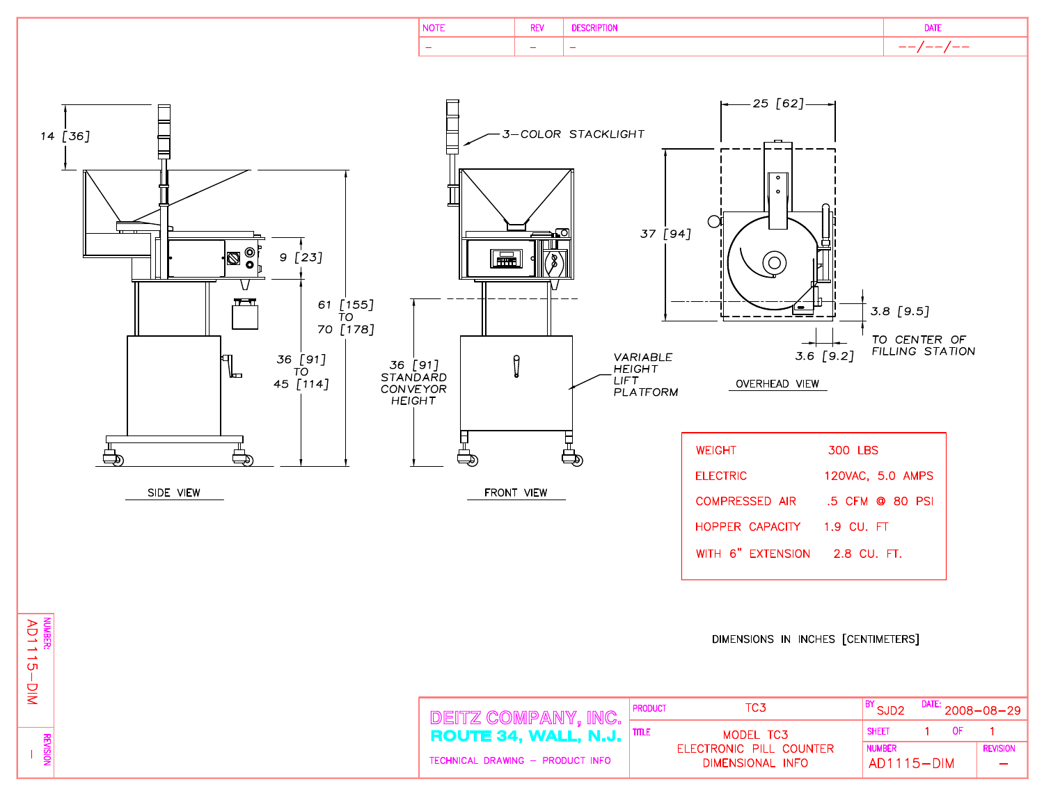| NOTE | REV | DESCRIPTION | DATE |
| --- | --- | --- | --- |
| – | – | – | --/--/-- |

14 [36]

9 [23]

61 [155] TO 70 [178]

36 [91] TO 45 [114]

SIDE VIEW

3-COLOR STACKLIGHT

36 [91] STANDARD CONVEYOR HEIGHT

VARIABLE HEIGHT LIFT PLATFORM

FRONT VIEW

25 [62]

37 [94]

3.8 [9.5]

3.6 [9.2]

TO CENTER OF FILLING STATION

OVERHEAD VIEW

| | |
| --- | --- |
| WEIGHT | 300 LBS |
| ELECTRIC | 120VAC, 5.0 AMPS |
| COMPRESSED AIR | .5 CFM @ 80 PSI |
| HOPPER CAPACITY | 1.9 CU. FT |
| WITH 6" EXTENSION | 2.8 CU. FT. |

DIMENSIONS IN INCHES [CENTIMETERS]

**DEITZ COMPANY, INC.**
**ROUTE 34, WALL, N.J.**
TECHNICAL DRAWING – PRODUCT INFO

| | | | |
| --- | --- | --- | --- |
| PRODUCT: TC3 | | BY: SJD2 | DATE: 2008-08-29 |
| TITLE: MODEL TC3 ELECTRONIC PILL COUNTER DIMENSIONAL INFO | | SHEET 1 OF 1 | |
| | | NUMBER: AD1115-DIM | REVISION: – |

NUMBER: AD1115-DIM
REVISION: –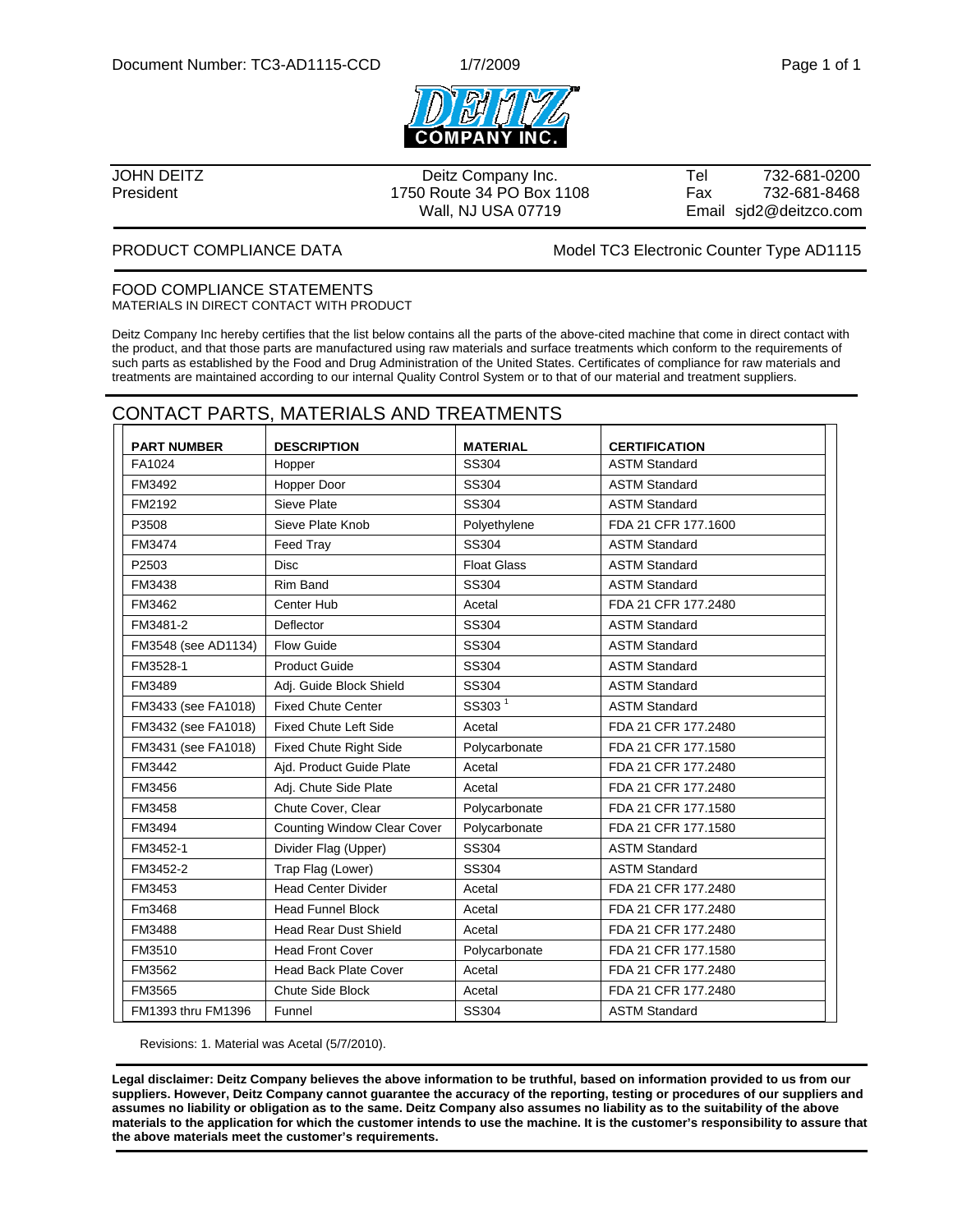Document Number: TC3-AD1115-CCD    1/7/2009

DEITZ COMPANY INC.

JOHN DEITZ
President

Deitz Company Inc.
1750 Route 34 PO Box 1108
Wall, NJ USA 07719

Tel 732-681-0200
Fax 732-681-8468
Email sjd2@deitzco.com

PRODUCT COMPLIANCE DATA — Model TC3 Electronic Counter Type AD1115

## FOOD COMPLIANCE STATEMENTS

MATERIALS IN DIRECT CONTACT WITH PRODUCT

Deitz Company Inc hereby certifies that the list below contains all the parts of the above-cited machine that come in direct contact with the product, and that those parts are manufactured using raw materials and surface treatments which conform to the requirements of such parts as established by the Food and Drug Administration of the United States. Certificates of compliance for raw materials and treatments are maintained according to our internal Quality Control System or to that of our material and treatment suppliers.

## CONTACT PARTS, MATERIALS AND TREATMENTS

| PART NUMBER | DESCRIPTION | MATERIAL | CERTIFICATION |
|---|---|---|---|
| FA1024 | Hopper | SS304 | ASTM Standard |
| FM3492 | Hopper Door | SS304 | ASTM Standard |
| FM2192 | Sieve Plate | SS304 | ASTM Standard |
| P3508 | Sieve Plate Knob | Polyethylene | FDA 21 CFR 177.1600 |
| FM3474 | Feed Tray | SS304 | ASTM Standard |
| P2503 | Disc | Float Glass | ASTM Standard |
| FM3438 | Rim Band | SS304 | ASTM Standard |
| FM3462 | Center Hub | Acetal | FDA 21 CFR 177.2480 |
| FM3481-2 | Deflector | SS304 | ASTM Standard |
| FM3548 (see AD1134) | Flow Guide | SS304 | ASTM Standard |
| FM3528-1 | Product Guide | SS304 | ASTM Standard |
| FM3489 | Adj. Guide Block Shield | SS304 | ASTM Standard |
| FM3433 (see FA1018) | Fixed Chute Center | SS303 [1] | ASTM Standard |
| FM3432 (see FA1018) | Fixed Chute Left Side | Acetal | FDA 21 CFR 177.2480 |
| FM3431 (see FA1018) | Fixed Chute Right Side | Polycarbonate | FDA 21 CFR 177.1580 |
| FM3442 | Ajd. Product Guide Plate | Acetal | FDA 21 CFR 177.2480 |
| FM3456 | Adj. Chute Side Plate | Acetal | FDA 21 CFR 177.2480 |
| FM3458 | Chute Cover, Clear | Polycarbonate | FDA 21 CFR 177.1580 |
| FM3494 | Counting Window Clear Cover | Polycarbonate | FDA 21 CFR 177.1580 |
| FM3452-1 | Divider Flag (Upper) | SS304 | ASTM Standard |
| FM3452-2 | Trap Flag (Lower) | SS304 | ASTM Standard |
| FM3453 | Head Center Divider | Acetal | FDA 21 CFR 177.2480 |
| Fm3468 | Head Funnel Block | Acetal | FDA 21 CFR 177.2480 |
| FM3488 | Head Rear Dust Shield | Acetal | FDA 21 CFR 177.2480 |
| FM3510 | Head Front Cover | Polycarbonate | FDA 21 CFR 177.1580 |
| FM3562 | Head Back Plate Cover | Acetal | FDA 21 CFR 177.2480 |
| FM3565 | Chute Side Block | Acetal | FDA 21 CFR 177.2480 |
| FM1393 thru FM1396 | Funnel | SS304 | ASTM Standard |

Revisions: 1. Material was Acetal (5/7/2010).

**Legal disclaimer: Deitz Company believes the above information to be truthful, based on information provided to us from our suppliers. However, Deitz Company cannot guarantee the accuracy of the reporting, testing or procedures of our suppliers and assumes no liability or obligation as to the same. Deitz Company also assumes no liability as to the suitability of the above materials to the application for which the customer intends to use the machine. It is the customer's responsibility to assure that the above materials meet the customer's requirements.**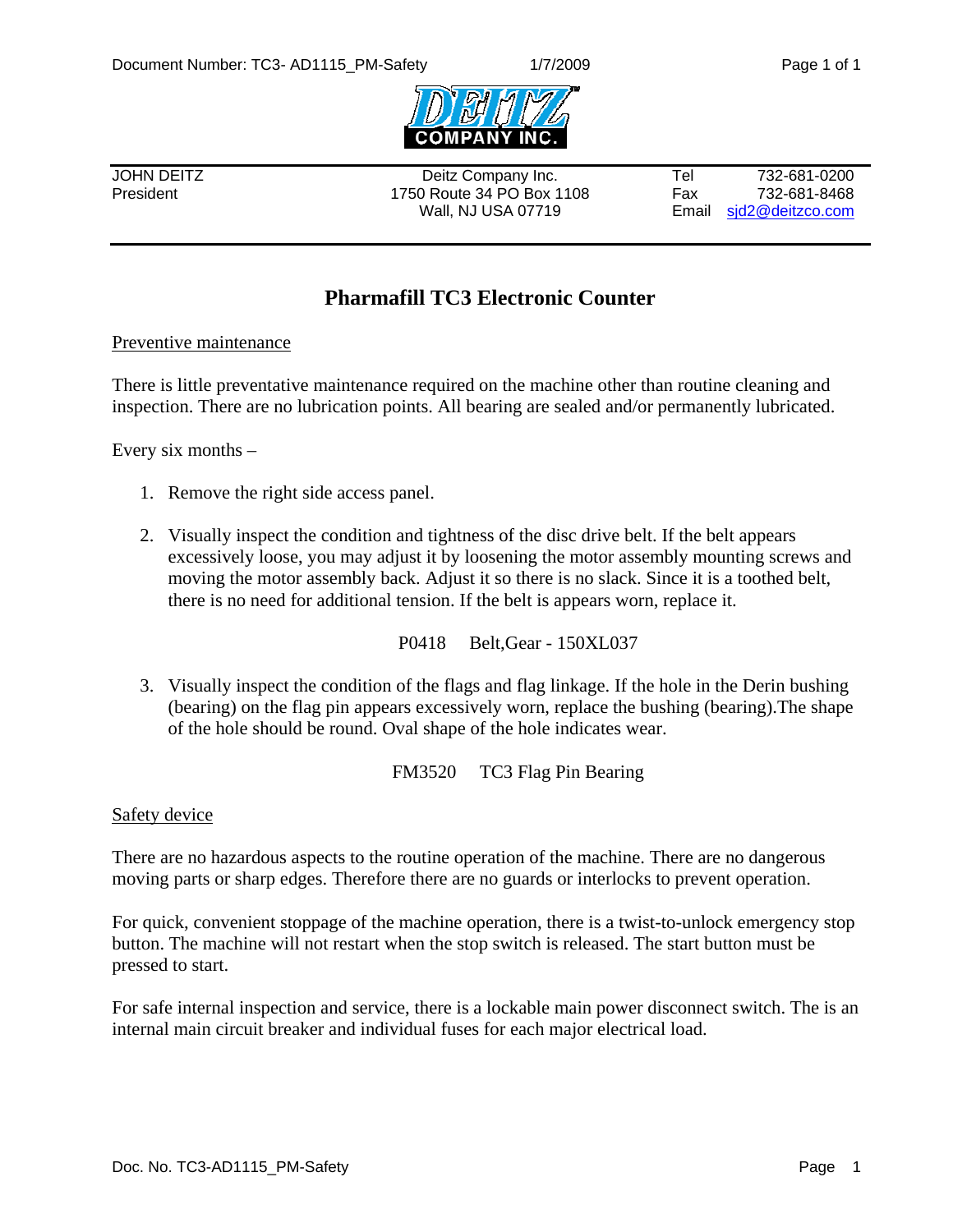JOHN DEITZ
President

Deitz Company Inc.
1750 Route 34 PO Box 1108
Wall, NJ USA 07719

Tel 732-681-0200
Fax 732-681-8468
Email sjd2@deitzco.com

# Pharmafill TC3 Electronic Counter

## Preventive maintenance

There is little preventative maintenance required on the machine other than routine cleaning and inspection. There are no lubrication points. All bearing are sealed and/or permanently lubricated.

Every six months –

1. Remove the right side access panel.

2. Visually inspect the condition and tightness of the disc drive belt. If the belt appears excessively loose, you may adjust it by loosening the motor assembly mounting screws and moving the motor assembly back. Adjust it so there is no slack. Since it is a toothed belt, there is no need for additional tension. If the belt is appears worn, replace it.

   P0418 Belt,Gear - 150XL037

3. Visually inspect the condition of the flags and flag linkage. If the hole in the Derin bushing (bearing) on the flag pin appears excessively worn, replace the bushing (bearing).The shape of the hole should be round. Oval shape of the hole indicates wear.

   FM3520 TC3 Flag Pin Bearing

## Safety device

There are no hazardous aspects to the routine operation of the machine. There are no dangerous moving parts or sharp edges. Therefore there are no guards or interlocks to prevent operation.

For quick, convenient stoppage of the machine operation, there is a twist-to-unlock emergency stop button. The machine will not restart when the stop switch is released. The start button must be pressed to start.

For safe internal inspection and service, there is a lockable main power disconnect switch. The is an internal main circuit breaker and individual fuses for each major electrical load.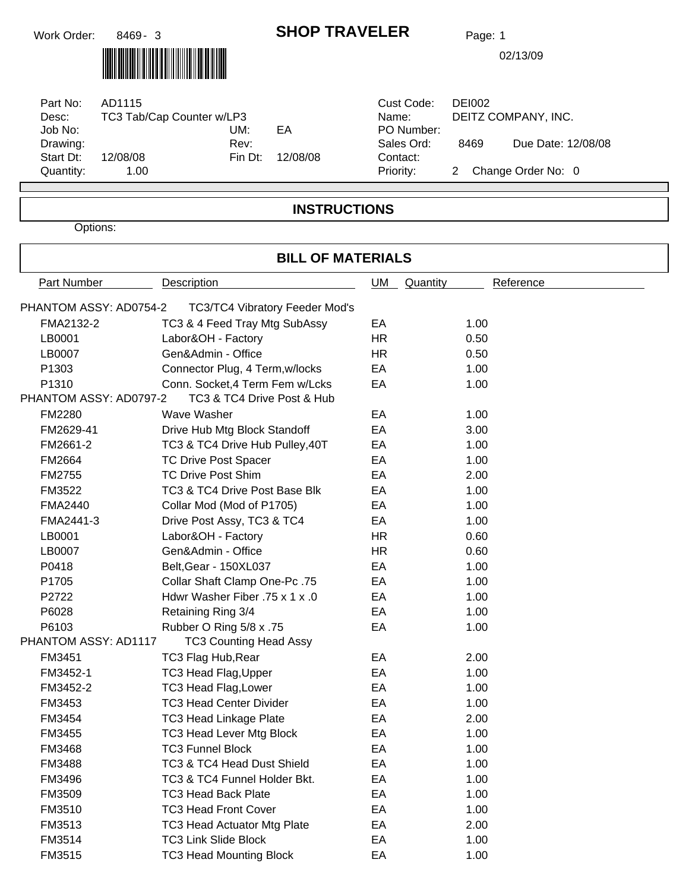Work Order: 8469- 3

# SHOP TRAVELER

Page: 1

02/13/09

| | | | | | |
|---|---|---|---|---|---|
| Part No: | AD1115 | | | Cust Code: | DEI002 |
| Desc: | TC3 Tab/Cap Counter w/LP3 | | | Name: | DEITZ COMPANY, INC. |
| Job No: | | UM: | EA | PO Number: | |
| Drawing: | | Rev: | | Sales Ord: | 8469 Due Date: 12/08/08 |
| Start Dt: | 12/08/08 | Fin Dt: | 12/08/08 | Contact: | |
| Quantity: | 1.00 | | | Priority: | 2 Change Order No: 0 |

## INSTRUCTIONS

Options:

## BILL OF MATERIALS

| Part Number | Description | UM | Quantity | Reference |
|---|---|---|---|---|
| PHANTOM ASSY: AD0754-2 | TC3/TC4 Vibratory Feeder Mod's | | | |
| FMA2132-2 | TC3 & 4 Feed Tray Mtg SubAssy | EA | 1.00 | |
| LB0001 | Labor&OH - Factory | HR | 0.50 | |
| LB0007 | Gen&Admin - Office | HR | 0.50 | |
| P1303 | Connector Plug, 4 Term,w/locks | EA | 1.00 | |
| P1310 | Conn. Socket,4 Term Fem w/Lcks | EA | 1.00 | |
| PHANTOM ASSY: AD0797-2 | TC3 & TC4 Drive Post & Hub | | | |
| FM2280 | Wave Washer | EA | 1.00 | |
| FM2629-41 | Drive Hub Mtg Block Standoff | EA | 3.00 | |
| FM2661-2 | TC3 & TC4 Drive Hub Pulley,40T | EA | 1.00 | |
| FM2664 | TC Drive Post Spacer | EA | 1.00 | |
| FM2755 | TC Drive Post Shim | EA | 2.00 | |
| FM3522 | TC3 & TC4 Drive Post Base Blk | EA | 1.00 | |
| FMA2440 | Collar Mod (Mod of P1705) | EA | 1.00 | |
| FMA2441-3 | Drive Post Assy, TC3 & TC4 | EA | 1.00 | |
| LB0001 | Labor&OH - Factory | HR | 0.60 | |
| LB0007 | Gen&Admin - Office | HR | 0.60 | |
| P0418 | Belt,Gear - 150XL037 | EA | 1.00 | |
| P1705 | Collar Shaft Clamp One-Pc .75 | EA | 1.00 | |
| P2722 | Hdwr Washer Fiber .75 x 1 x .0 | EA | 1.00 | |
| P6028 | Retaining Ring 3/4 | EA | 1.00 | |
| P6103 | Rubber O Ring 5/8 x .75 | EA | 1.00 | |
| PHANTOM ASSY: AD1117 | TC3 Counting Head Assy | | | |
| FM3451 | TC3 Flag Hub,Rear | EA | 2.00 | |
| FM3452-1 | TC3 Head Flag,Upper | EA | 1.00 | |
| FM3452-2 | TC3 Head Flag,Lower | EA | 1.00 | |
| FM3453 | TC3 Head Center Divider | EA | 1.00 | |
| FM3454 | TC3 Head Linkage Plate | EA | 2.00 | |
| FM3455 | TC3 Head Lever Mtg Block | EA | 1.00 | |
| FM3468 | TC3 Funnel Block | EA | 1.00 | |
| FM3488 | TC3 & TC4 Head Dust Shield | EA | 1.00 | |
| FM3496 | TC3 & TC4 Funnel Holder Bkt. | EA | 1.00 | |
| FM3509 | TC3 Head Back Plate | EA | 1.00 | |
| FM3510 | TC3 Head Front Cover | EA | 1.00 | |
| FM3513 | TC3 Head Actuator Mtg Plate | EA | 2.00 | |
| FM3514 | TC3 Link Slide Block | EA | 1.00 | |
| FM3515 | TC3 Head Mounting Block | EA | 1.00 | |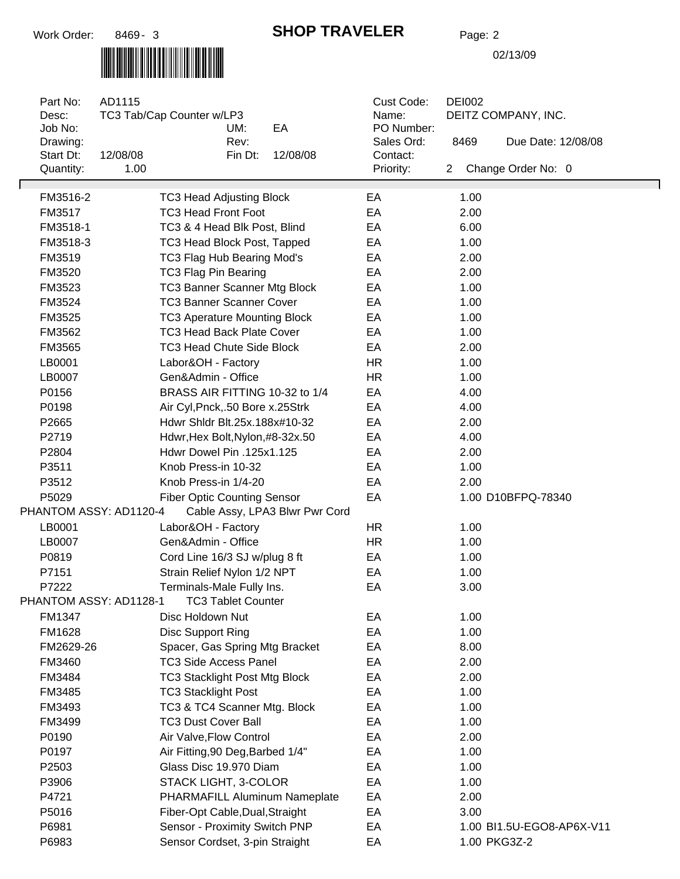Work Order: 8469- 3

# SHOP TRAVELER

Page: 2

02/13/09

| | | | | | |
|---|---|---|---|---|---|
| Part No: | AD1115 | | | Cust Code: | DEI002 |
| Desc: | TC3 Tab/Cap Counter w/LP3 | | | Name: | DEITZ COMPANY, INC. |
| Job No: | | UM: | EA | PO Number: | |
| Drawing: | | Rev: | | Sales Ord: | 8469 Due Date: 12/08/08 |
| Start Dt: | 12/08/08 | Fin Dt: | 12/08/08 | Contact: | |
| Quantity: | 1.00 | | | Priority: | 2 Change Order No: 0 |

| Part | Description | UM | Qty |
|---|---|---|---|
| FM3516-2 | TC3 Head Adjusting Block | EA | 1.00 |
| FM3517 | TC3 Head Front Foot | EA | 2.00 |
| FM3518-1 | TC3 & 4 Head Blk Post, Blind | EA | 6.00 |
| FM3518-3 | TC3 Head Block Post, Tapped | EA | 1.00 |
| FM3519 | TC3 Flag Hub Bearing Mod's | EA | 2.00 |
| FM3520 | TC3 Flag Pin Bearing | EA | 2.00 |
| FM3523 | TC3 Banner Scanner Mtg Block | EA | 1.00 |
| FM3524 | TC3 Banner Scanner Cover | EA | 1.00 |
| FM3525 | TC3 Aperature Mounting Block | EA | 1.00 |
| FM3562 | TC3 Head Back Plate Cover | EA | 1.00 |
| FM3565 | TC3 Head Chute Side Block | EA | 2.00 |
| LB0001 | Labor&OH - Factory | HR | 1.00 |
| LB0007 | Gen&Admin - Office | HR | 1.00 |
| P0156 | BRASS AIR FITTING 10-32 to 1/4 | EA | 4.00 |
| P0198 | Air Cyl,Pnck,.50 Bore x.25Strk | EA | 4.00 |
| P2665 | Hdwr Shldr Blt.25x.188x#10-32 | EA | 2.00 |
| P2719 | Hdwr,Hex Bolt,Nylon,#8-32x.50 | EA | 4.00 |
| P2804 | Hdwr Dowel Pin .125x1.125 | EA | 2.00 |
| P3511 | Knob Press-in 10-32 | EA | 1.00 |
| P3512 | Knob Press-in 1/4-20 | EA | 2.00 |
| P5029 | Fiber Optic Counting Sensor | EA | 1.00 D10BFPQ-78340 |
| PHANTOM ASSY: AD1120-4 | Cable Assy, LPA3 Blwr Pwr Cord | | |
| LB0001 | Labor&OH - Factory | HR | 1.00 |
| LB0007 | Gen&Admin - Office | HR | 1.00 |
| P0819 | Cord Line 16/3 SJ w/plug 8 ft | EA | 1.00 |
| P7151 | Strain Relief Nylon 1/2 NPT | EA | 1.00 |
| P7222 | Terminals-Male Fully Ins. | EA | 3.00 |
| PHANTOM ASSY: AD1128-1 | TC3 Tablet Counter | | |
| FM1347 | Disc Holdown Nut | EA | 1.00 |
| FM1628 | Disc Support Ring | EA | 1.00 |
| FM2629-26 | Spacer, Gas Spring Mtg Bracket | EA | 8.00 |
| FM3460 | TC3 Side Access Panel | EA | 2.00 |
| FM3484 | TC3 Stacklight Post Mtg Block | EA | 2.00 |
| FM3485 | TC3 Stacklight Post | EA | 1.00 |
| FM3493 | TC3 & TC4 Scanner Mtg. Block | EA | 1.00 |
| FM3499 | TC3 Dust Cover Ball | EA | 1.00 |
| P0190 | Air Valve,Flow Control | EA | 2.00 |
| P0197 | Air Fitting,90 Deg,Barbed 1/4" | EA | 1.00 |
| P2503 | Glass Disc 19.970 Diam | EA | 1.00 |
| P3906 | STACK LIGHT, 3-COLOR | EA | 1.00 |
| P4721 | PHARMAFILL Aluminum Nameplate | EA | 2.00 |
| P5016 | Fiber-Opt Cable,Dual,Straight | EA | 3.00 |
| P6981 | Sensor - Proximity Switch PNP | EA | 1.00 BI1.5U-EGO8-AP6X-V11 |
| P6983 | Sensor Cordset, 3-pin Straight | EA | 1.00 PKG3Z-2 |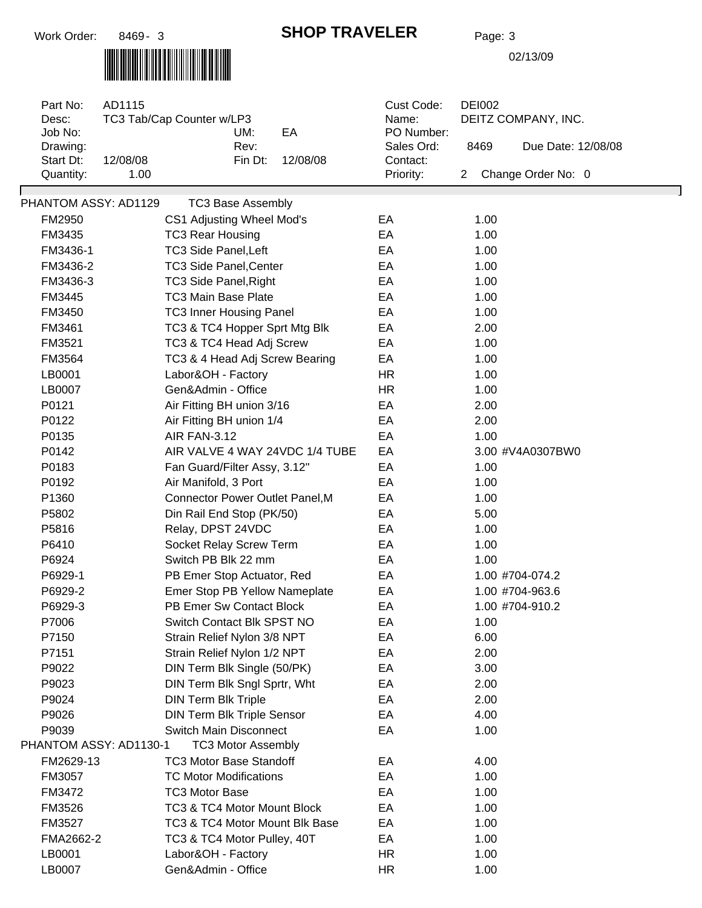# SHOP TRAVELER

Work Order: 8469- 3

Page: 3

02/13/09

| | | | | | |
|---|---|---|---|---|---|
| Part No: | AD1115 | | | Cust Code: | DEI002 |
| Desc: | TC3 Tab/Cap Counter w/LP3 | | | Name: | DEITZ COMPANY, INC. |
| Job No: | | UM: | EA | PO Number: | |
| Drawing: | | Rev: | | Sales Ord: | 8469 Due Date: 12/08/08 |
| Start Dt: | 12/08/08 | Fin Dt: | 12/08/08 | Contact: | |
| Quantity: | 1.00 | | | Priority: | 2 Change Order No: 0 |

**PHANTOM ASSY: AD1129 TC3 Base Assembly**

| Part | Description | UM | Qty |
|---|---|---|---|
| FM2950 | CS1 Adjusting Wheel Mod's | EA | 1.00 |
| FM3435 | TC3 Rear Housing | EA | 1.00 |
| FM3436-1 | TC3 Side Panel,Left | EA | 1.00 |
| FM3436-2 | TC3 Side Panel,Center | EA | 1.00 |
| FM3436-3 | TC3 Side Panel,Right | EA | 1.00 |
| FM3445 | TC3 Main Base Plate | EA | 1.00 |
| FM3450 | TC3 Inner Housing Panel | EA | 1.00 |
| FM3461 | TC3 & TC4 Hopper Sprt Mtg Blk | EA | 2.00 |
| FM3521 | TC3 & TC4 Head Adj Screw | EA | 1.00 |
| FM3564 | TC3 & 4 Head Adj Screw Bearing | EA | 1.00 |
| LB0001 | Labor&OH - Factory | HR | 1.00 |
| LB0007 | Gen&Admin - Office | HR | 1.00 |
| P0121 | Air Fitting BH union 3/16 | EA | 2.00 |
| P0122 | Air Fitting BH union 1/4 | EA | 2.00 |
| P0135 | AIR FAN-3.12 | EA | 1.00 |
| P0142 | AIR VALVE 4 WAY 24VDC 1/4 TUBE | EA | 3.00 #V4A0307BW0 |
| P0183 | Fan Guard/Filter Assy, 3.12" | EA | 1.00 |
| P0192 | Air Manifold, 3 Port | EA | 1.00 |
| P1360 | Connector Power Outlet Panel,M | EA | 1.00 |
| P5802 | Din Rail End Stop (PK/50) | EA | 5.00 |
| P5816 | Relay, DPST 24VDC | EA | 1.00 |
| P6410 | Socket Relay Screw Term | EA | 1.00 |
| P6924 | Switch PB Blk 22 mm | EA | 1.00 |
| P6929-1 | PB Emer Stop Actuator, Red | EA | 1.00 #704-074.2 |
| P6929-2 | Emer Stop PB Yellow Nameplate | EA | 1.00 #704-963.6 |
| P6929-3 | PB Emer Sw Contact Block | EA | 1.00 #704-910.2 |
| P7006 | Switch Contact Blk SPST NO | EA | 1.00 |
| P7150 | Strain Relief Nylon 3/8 NPT | EA | 6.00 |
| P7151 | Strain Relief Nylon 1/2 NPT | EA | 2.00 |
| P9022 | DIN Term Blk Single (50/PK) | EA | 3.00 |
| P9023 | DIN Term Blk Sngl Sprtr, Wht | EA | 2.00 |
| P9024 | DIN Term Blk Triple | EA | 2.00 |
| P9026 | DIN Term Blk Triple Sensor | EA | 4.00 |
| P9039 | Switch Main Disconnect | EA | 1.00 |

**PHANTOM ASSY: AD1130-1 TC3 Motor Assembly**

| Part | Description | UM | Qty |
|---|---|---|---|
| FM2629-13 | TC3 Motor Base Standoff | EA | 4.00 |
| FM3057 | TC Motor Modifications | EA | 1.00 |
| FM3472 | TC3 Motor Base | EA | 1.00 |
| FM3526 | TC3 & TC4 Motor Mount Block | EA | 1.00 |
| FM3527 | TC3 & TC4 Motor Mount Blk Base | EA | 1.00 |
| FMA2662-2 | TC3 & TC4 Motor Pulley, 40T | EA | 1.00 |
| LB0001 | Labor&OH - Factory | HR | 1.00 |
| LB0007 | Gen&Admin - Office | HR | 1.00 |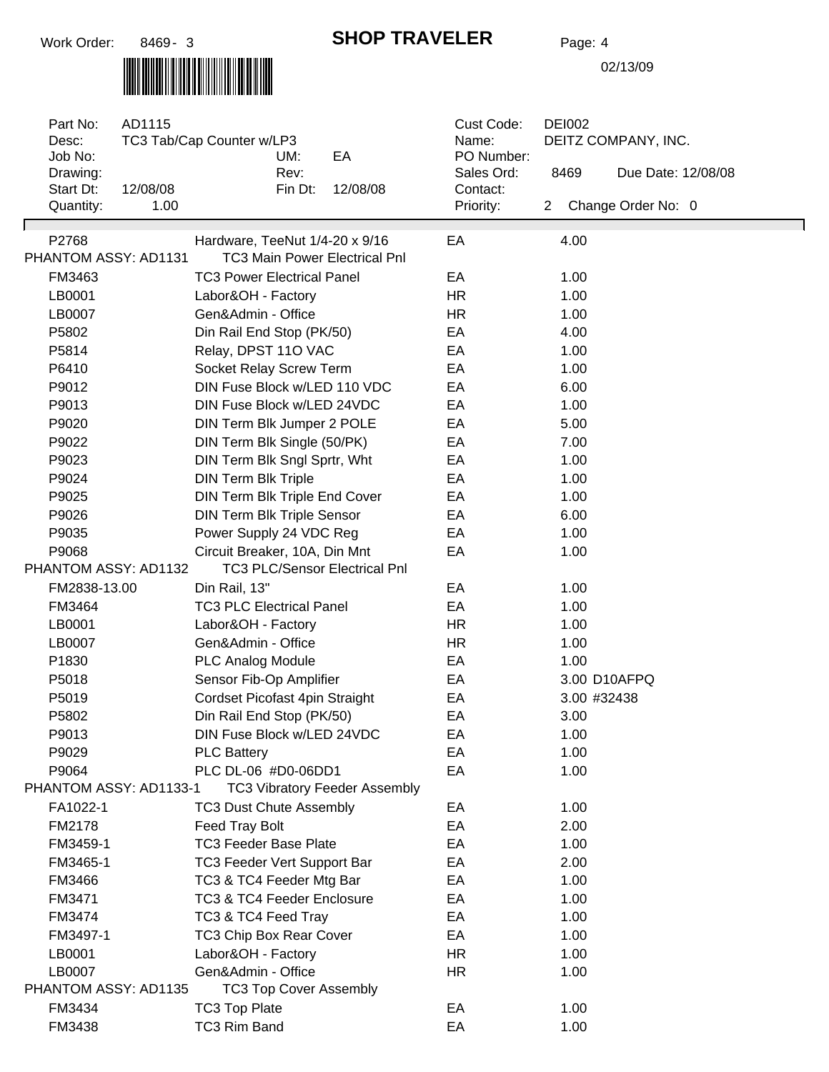# SHOP TRAVELER

Work Order: 8469- 3

Page: 4

02/13/09

| | | | | | |
|---|---|---|---|---|---|
| Part No: | AD1115 | | Cust Code: | DEI002 | |
| Desc: | TC3 Tab/Cap Counter w/LP3 | | Name: | DEITZ COMPANY, INC. | |
| Job No: | | UM: EA | PO Number: | | |
| Drawing: | | Rev: | Sales Ord: | 8469 | Due Date: 12/08/08 |
| Start Dt: | 12/08/08 | Fin Dt: 12/08/08 | Contact: | | |
| Quantity: | 1.00 | | Priority: | 2 | Change Order No: 0 |

| Part | Description | UM | Qty |
|---|---|---|---|
| P2768 | Hardware, TeeNut 1/4-20 x 9/16 | EA | 4.00 |
| PHANTOM ASSY: AD1131 | TC3 Main Power Electrical Pnl | | |
| FM3463 | TC3 Power Electrical Panel | EA | 1.00 |
| LB0001 | Labor&OH - Factory | HR | 1.00 |
| LB0007 | Gen&Admin - Office | HR | 1.00 |
| P5802 | Din Rail End Stop (PK/50) | EA | 4.00 |
| P5814 | Relay, DPST 11O VAC | EA | 1.00 |
| P6410 | Socket Relay Screw Term | EA | 1.00 |
| P9012 | DIN Fuse Block w/LED 110 VDC | EA | 6.00 |
| P9013 | DIN Fuse Block w/LED 24VDC | EA | 1.00 |
| P9020 | DIN Term Blk Jumper 2 POLE | EA | 5.00 |
| P9022 | DIN Term Blk Single (50/PK) | EA | 7.00 |
| P9023 | DIN Term Blk Sngl Sprtr, Wht | EA | 1.00 |
| P9024 | DIN Term Blk Triple | EA | 1.00 |
| P9025 | DIN Term Blk Triple End Cover | EA | 1.00 |
| P9026 | DIN Term Blk Triple Sensor | EA | 6.00 |
| P9035 | Power Supply 24 VDC Reg | EA | 1.00 |
| P9068 | Circuit Breaker, 10A, Din Mnt | EA | 1.00 |
| PHANTOM ASSY: AD1132 | TC3 PLC/Sensor Electrical Pnl | | |
| FM2838-13.00 | Din Rail, 13" | EA | 1.00 |
| FM3464 | TC3 PLC Electrical Panel | EA | 1.00 |
| LB0001 | Labor&OH - Factory | HR | 1.00 |
| LB0007 | Gen&Admin - Office | HR | 1.00 |
| P1830 | PLC Analog Module | EA | 1.00 |
| P5018 | Sensor Fib-Op Amplifier | EA | 3.00 D10AFPQ |
| P5019 | Cordset Picofast 4pin Straight | EA | 3.00 #32438 |
| P5802 | Din Rail End Stop (PK/50) | EA | 3.00 |
| P9013 | DIN Fuse Block w/LED 24VDC | EA | 1.00 |
| P9029 | PLC Battery | EA | 1.00 |
| P9064 | PLC DL-06 #D0-06DD1 | EA | 1.00 |
| PHANTOM ASSY: AD1133-1 | TC3 Vibratory Feeder Assembly | | |
| FA1022-1 | TC3 Dust Chute Assembly | EA | 1.00 |
| FM2178 | Feed Tray Bolt | EA | 2.00 |
| FM3459-1 | TC3 Feeder Base Plate | EA | 1.00 |
| FM3465-1 | TC3 Feeder Vert Support Bar | EA | 2.00 |
| FM3466 | TC3 & TC4 Feeder Mtg Bar | EA | 1.00 |
| FM3471 | TC3 & TC4 Feeder Enclosure | EA | 1.00 |
| FM3474 | TC3 & TC4 Feed Tray | EA | 1.00 |
| FM3497-1 | TC3 Chip Box Rear Cover | EA | 1.00 |
| LB0001 | Labor&OH - Factory | HR | 1.00 |
| LB0007 | Gen&Admin - Office | HR | 1.00 |
| PHANTOM ASSY: AD1135 | TC3 Top Cover Assembly | | |
| FM3434 | TC3 Top Plate | EA | 1.00 |
| FM3438 | TC3 Rim Band | EA | 1.00 |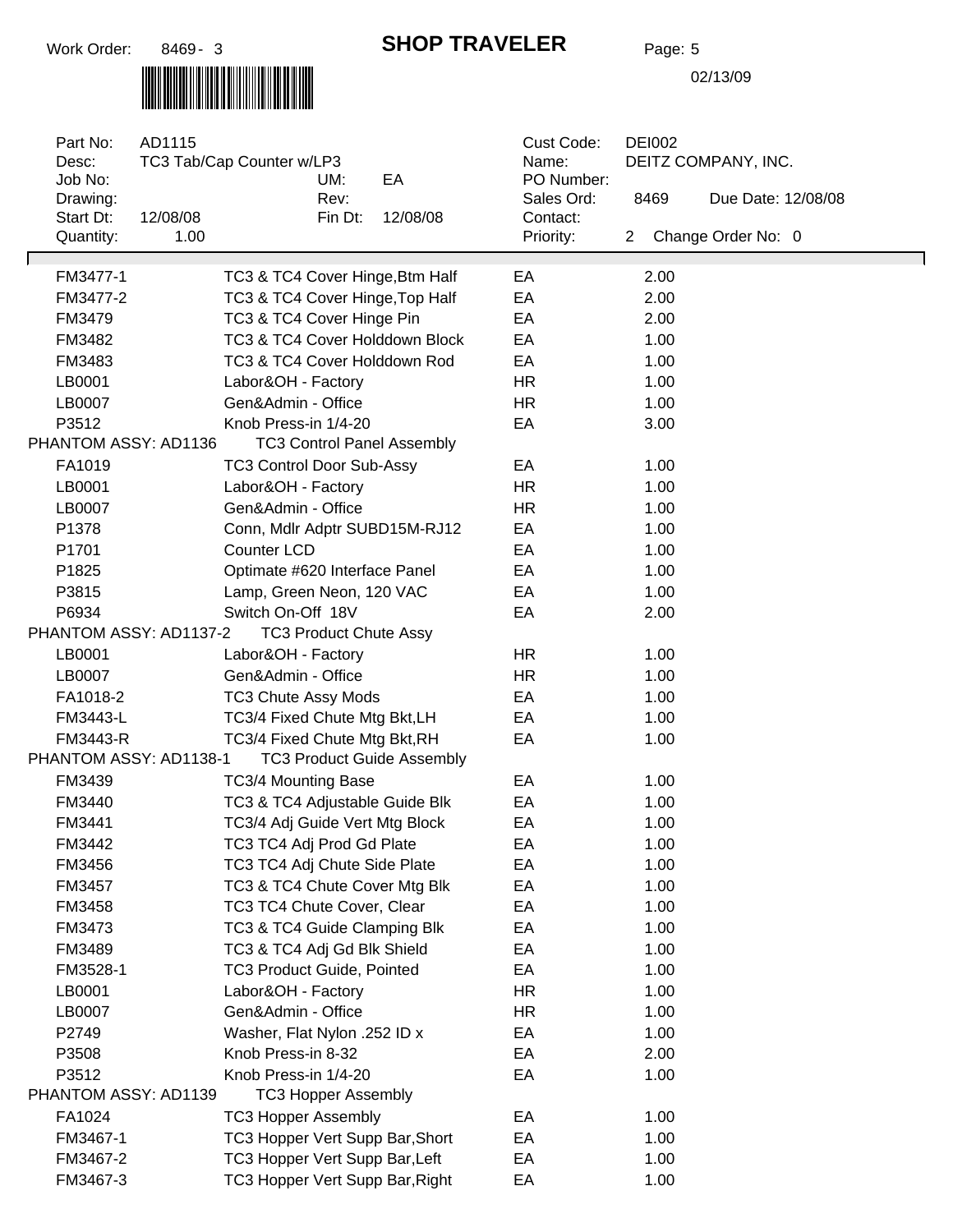# SHOP TRAVELER

Work Order: 8469- 3

02/13/09

| | | | | | |
|---|---|---|---|---|---|
| Part No: | AD1115 | | | Cust Code: | DEI002 |
| Desc: | TC3 Tab/Cap Counter w/LP3 | | | Name: | DEITZ COMPANY, INC. |
| Job No: | | UM: | EA | PO Number: | |
| Drawing: | | Rev: | | Sales Ord: | 8469 Due Date: 12/08/08 |
| Start Dt: | 12/08/08 | Fin Dt: | 12/08/08 | Contact: | |
| Quantity: | 1.00 | | | Priority: | 2 Change Order No: 0 |

| Part | Description | UM | Qty |
|---|---|---|---|
| FM3477-1 | TC3 & TC4 Cover Hinge,Btm Half | EA | 2.00 |
| FM3477-2 | TC3 & TC4 Cover Hinge,Top Half | EA | 2.00 |
| FM3479 | TC3 & TC4 Cover Hinge Pin | EA | 2.00 |
| FM3482 | TC3 & TC4 Cover Holddown Block | EA | 1.00 |
| FM3483 | TC3 & TC4 Cover Holddown Rod | EA | 1.00 |
| LB0001 | Labor&OH - Factory | HR | 1.00 |
| LB0007 | Gen&Admin - Office | HR | 1.00 |
| P3512 | Knob Press-in 1/4-20 | EA | 3.00 |
| PHANTOM ASSY: AD1136 | TC3 Control Panel Assembly | | |
| FA1019 | TC3 Control Door Sub-Assy | EA | 1.00 |
| LB0001 | Labor&OH - Factory | HR | 1.00 |
| LB0007 | Gen&Admin - Office | HR | 1.00 |
| P1378 | Conn, Mdlr Adptr SUBD15M-RJ12 | EA | 1.00 |
| P1701 | Counter LCD | EA | 1.00 |
| P1825 | Optimate #620 Interface Panel | EA | 1.00 |
| P3815 | Lamp, Green Neon, 120 VAC | EA | 1.00 |
| P6934 | Switch On-Off 18V | EA | 2.00 |
| PHANTOM ASSY: AD1137-2 | TC3 Product Chute Assy | | |
| LB0001 | Labor&OH - Factory | HR | 1.00 |
| LB0007 | Gen&Admin - Office | HR | 1.00 |
| FA1018-2 | TC3 Chute Assy Mods | EA | 1.00 |
| FM3443-L | TC3/4 Fixed Chute Mtg Bkt,LH | EA | 1.00 |
| FM3443-R | TC3/4 Fixed Chute Mtg Bkt,RH | EA | 1.00 |
| PHANTOM ASSY: AD1138-1 | TC3 Product Guide Assembly | | |
| FM3439 | TC3/4 Mounting Base | EA | 1.00 |
| FM3440 | TC3 & TC4 Adjustable Guide Blk | EA | 1.00 |
| FM3441 | TC3/4 Adj Guide Vert Mtg Block | EA | 1.00 |
| FM3442 | TC3 TC4 Adj Prod Gd Plate | EA | 1.00 |
| FM3456 | TC3 TC4 Adj Chute Side Plate | EA | 1.00 |
| FM3457 | TC3 & TC4 Chute Cover Mtg Blk | EA | 1.00 |
| FM3458 | TC3 TC4 Chute Cover, Clear | EA | 1.00 |
| FM3473 | TC3 & TC4 Guide Clamping Blk | EA | 1.00 |
| FM3489 | TC3 & TC4 Adj Gd Blk Shield | EA | 1.00 |
| FM3528-1 | TC3 Product Guide, Pointed | EA | 1.00 |
| LB0001 | Labor&OH - Factory | HR | 1.00 |
| LB0007 | Gen&Admin - Office | HR | 1.00 |
| P2749 | Washer, Flat Nylon .252 ID x | EA | 1.00 |
| P3508 | Knob Press-in 8-32 | EA | 2.00 |
| P3512 | Knob Press-in 1/4-20 | EA | 1.00 |
| PHANTOM ASSY: AD1139 | TC3 Hopper Assembly | | |
| FA1024 | TC3 Hopper Assembly | EA | 1.00 |
| FM3467-1 | TC3 Hopper Vert Supp Bar,Short | EA | 1.00 |
| FM3467-2 | TC3 Hopper Vert Supp Bar,Left | EA | 1.00 |
| FM3467-3 | TC3 Hopper Vert Supp Bar,Right | EA | 1.00 |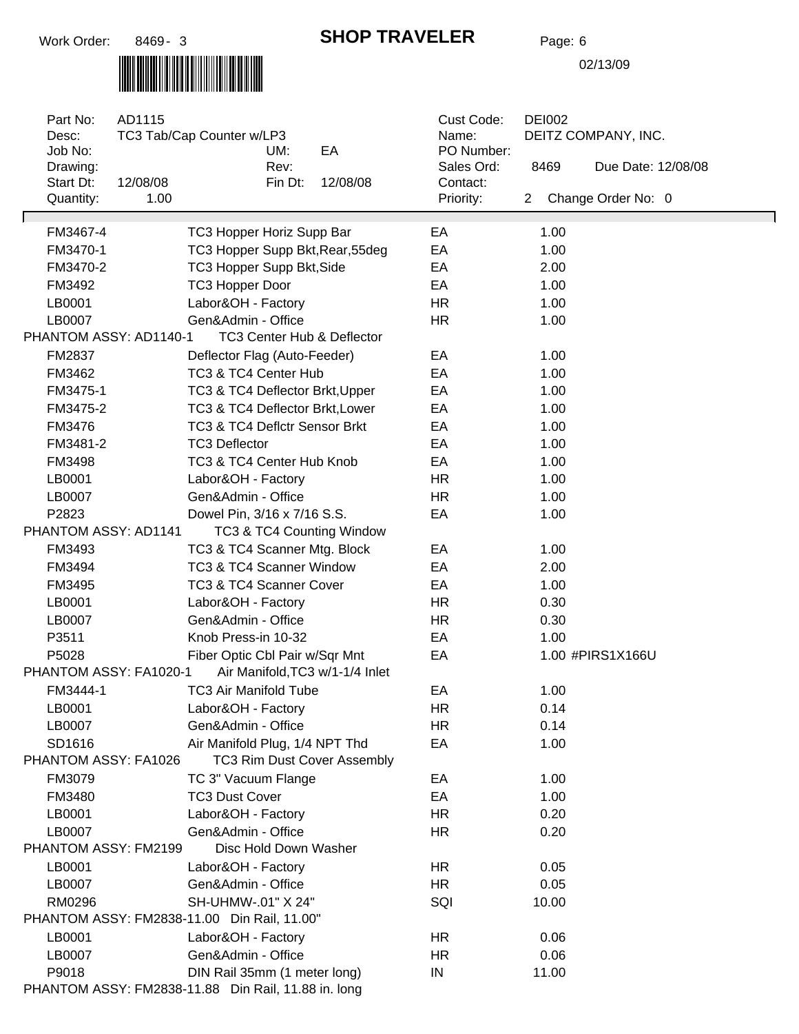Work Order: 8469 - 3

# SHOP TRAVELER

Page: 6

02/13/09

| | | | | | |
|---|---|---|---|---|---|
| Part No: | AD1115 | | Cust Code: | DEI002 | |
| Desc: | TC3 Tab/Cap Counter w/LP3 | | Name: | DEITZ COMPANY, INC. | |
| Job No: | | UM: EA | PO Number: | | |
| Drawing: | | Rev: | Sales Ord: | 8469 | Due Date: 12/08/08 |
| Start Dt: | 12/08/08 | Fin Dt: 12/08/08 | Contact: | | |
| Quantity: | 1.00 | | Priority: | 2 | Change Order No: 0 |

| Part | Description | UM | Qty | Note |
|---|---|---|---|---|
| FM3467-4 | TC3 Hopper Horiz Supp Bar | EA | 1.00 | |
| FM3470-1 | TC3 Hopper Supp Bkt,Rear,55deg | EA | 1.00 | |
| FM3470-2 | TC3 Hopper Supp Bkt,Side | EA | 2.00 | |
| FM3492 | TC3 Hopper Door | EA | 1.00 | |
| LB0001 | Labor&OH - Factory | HR | 1.00 | |
| LB0007 | Gen&Admin - Office | HR | 1.00 | |
| **PHANTOM ASSY: AD1140-1** | **TC3 Center Hub & Deflector** | | | |
| FM2837 | Deflector Flag (Auto-Feeder) | EA | 1.00 | |
| FM3462 | TC3 & TC4 Center Hub | EA | 1.00 | |
| FM3475-1 | TC3 & TC4 Deflector Brkt,Upper | EA | 1.00 | |
| FM3475-2 | TC3 & TC4 Deflector Brkt,Lower | EA | 1.00 | |
| FM3476 | TC3 & TC4 Deflctr Sensor Brkt | EA | 1.00 | |
| FM3481-2 | TC3 Deflector | EA | 1.00 | |
| FM3498 | TC3 & TC4 Center Hub Knob | EA | 1.00 | |
| LB0001 | Labor&OH - Factory | HR | 1.00 | |
| LB0007 | Gen&Admin - Office | HR | 1.00 | |
| P2823 | Dowel Pin, 3/16 x 7/16 S.S. | EA | 1.00 | |
| **PHANTOM ASSY: AD1141** | **TC3 & TC4 Counting Window** | | | |
| FM3493 | TC3 & TC4 Scanner Mtg. Block | EA | 1.00 | |
| FM3494 | TC3 & TC4 Scanner Window | EA | 2.00 | |
| FM3495 | TC3 & TC4 Scanner Cover | EA | 1.00 | |
| LB0001 | Labor&OH - Factory | HR | 0.30 | |
| LB0007 | Gen&Admin - Office | HR | 0.30 | |
| P3511 | Knob Press-in 10-32 | EA | 1.00 | |
| P5028 | Fiber Optic Cbl Pair w/Sqr Mnt | EA | 1.00 | #PIRS1X166U |
| **PHANTOM ASSY: FA1020-1** | **Air Manifold,TC3 w/1-1/4 Inlet** | | | |
| FM3444-1 | TC3 Air Manifold Tube | EA | 1.00 | |
| LB0001 | Labor&OH - Factory | HR | 0.14 | |
| LB0007 | Gen&Admin - Office | HR | 0.14 | |
| SD1616 | Air Manifold Plug, 1/4 NPT Thd | EA | 1.00 | |
| **PHANTOM ASSY: FA1026** | **TC3 Rim Dust Cover Assembly** | | | |
| FM3079 | TC 3" Vacuum Flange | EA | 1.00 | |
| FM3480 | TC3 Dust Cover | EA | 1.00 | |
| LB0001 | Labor&OH - Factory | HR | 0.20 | |
| LB0007 | Gen&Admin - Office | HR | 0.20 | |
| **PHANTOM ASSY: FM2199** | **Disc Hold Down Washer** | | | |
| LB0001 | Labor&OH - Factory | HR | 0.05 | |
| LB0007 | Gen&Admin - Office | HR | 0.05 | |
| RM0296 | SH-UHMW-.01" X 24" | SQI | 10.00 | |
| **PHANTOM ASSY: FM2838-11.00** | **Din Rail, 11.00"** | | | |
| LB0001 | Labor&OH - Factory | HR | 0.06 | |
| LB0007 | Gen&Admin - Office | HR | 0.06 | |
| P9018 | DIN Rail 35mm (1 meter long) | IN | 11.00 | |
| **PHANTOM ASSY: FM2838-11.88** | **Din Rail, 11.88 in. long** | | | |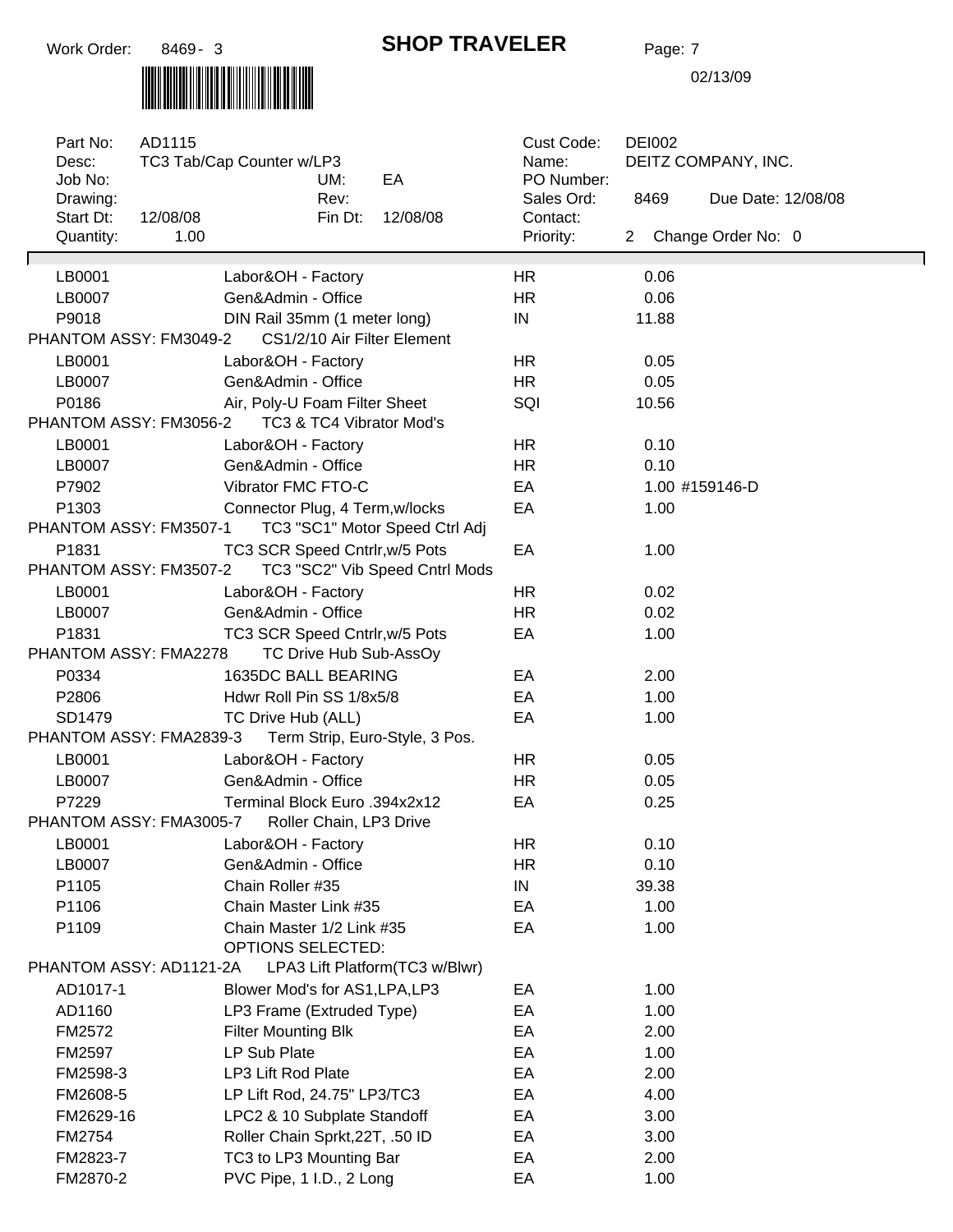Work Order: 8469- 3

# SHOP TRAVELER

Page: 7

02/13/09

| Part No: | AD1115 | | | Cust Code: | DEI002 |
|---|---|---|---|---|---|
| Desc: | TC3 Tab/Cap Counter w/LP3 | | | Name: | DEITZ COMPANY, INC. |
| Job No: | | UM: | EA | PO Number: | |
| Drawing: | | Rev: | | Sales Ord: | 8469 Due Date: 12/08/08 |
| Start Dt: | 12/08/08 | Fin Dt: | 12/08/08 | Contact: | |
| Quantity: | 1.00 | | | Priority: | 2 Change Order No: 0 |

| Part | Description | UM | Qty |
|---|---|---|---|
| LB0001 | Labor&OH - Factory | HR | 0.06 |
| LB0007 | Gen&Admin - Office | HR | 0.06 |
| P9018 | DIN Rail 35mm (1 meter long) | IN | 11.88 |
| PHANTOM ASSY: FM3049-2 | CS1/2/10 Air Filter Element | | |
| LB0001 | Labor&OH - Factory | HR | 0.05 |
| LB0007 | Gen&Admin - Office | HR | 0.05 |
| P0186 | Air, Poly-U Foam Filter Sheet | SQI | 10.56 |
| PHANTOM ASSY: FM3056-2 | TC3 & TC4 Vibrator Mod's | | |
| LB0001 | Labor&OH - Factory | HR | 0.10 |
| LB0007 | Gen&Admin - Office | HR | 0.10 |
| P7902 | Vibrator FMC FTO-C | EA | 1.00 #159146-D |
| P1303 | Connector Plug, 4 Term,w/locks | EA | 1.00 |
| PHANTOM ASSY: FM3507-1 | TC3 "SC1" Motor Speed Ctrl Adj | | |
| P1831 | TC3 SCR Speed Cntrlr,w/5 Pots | EA | 1.00 |
| PHANTOM ASSY: FM3507-2 | TC3 "SC2" Vib Speed Cntrl Mods | | |
| LB0001 | Labor&OH - Factory | HR | 0.02 |
| LB0007 | Gen&Admin - Office | HR | 0.02 |
| P1831 | TC3 SCR Speed Cntrlr,w/5 Pots | EA | 1.00 |
| PHANTOM ASSY: FMA2278 | TC Drive Hub Sub-AssOy | | |
| P0334 | 1635DC BALL BEARING | EA | 2.00 |
| P2806 | Hdwr Roll Pin SS 1/8x5/8 | EA | 1.00 |
| SD1479 | TC Drive Hub (ALL) | EA | 1.00 |
| PHANTOM ASSY: FMA2839-3 | Term Strip, Euro-Style, 3 Pos. | | |
| LB0001 | Labor&OH - Factory | HR | 0.05 |
| LB0007 | Gen&Admin - Office | HR | 0.05 |
| P7229 | Terminal Block Euro .394x2x12 | EA | 0.25 |
| PHANTOM ASSY: FMA3005-7 | Roller Chain, LP3 Drive | | |
| LB0001 | Labor&OH - Factory | HR | 0.10 |
| LB0007 | Gen&Admin - Office | HR | 0.10 |
| P1105 | Chain Roller #35 | IN | 39.38 |
| P1106 | Chain Master Link #35 | EA | 1.00 |
| P1109 | Chain Master 1/2 Link #35 | EA | 1.00 |
| | OPTIONS SELECTED: | | |
| PHANTOM ASSY: AD1121-2A | LPA3 Lift Platform(TC3 w/Blwr) | | |
| AD1017-1 | Blower Mod's for AS1,LPA,LP3 | EA | 1.00 |
| AD1160 | LP3 Frame (Extruded Type) | EA | 1.00 |
| FM2572 | Filter Mounting Blk | EA | 2.00 |
| FM2597 | LP Sub Plate | EA | 1.00 |
| FM2598-3 | LP3 Lift Rod Plate | EA | 2.00 |
| FM2608-5 | LP Lift Rod, 24.75" LP3/TC3 | EA | 4.00 |
| FM2629-16 | LPC2 & 10 Subplate Standoff | EA | 3.00 |
| FM2754 | Roller Chain Sprkt,22T, .50 ID | EA | 3.00 |
| FM2823-7 | TC3 to LP3 Mounting Bar | EA | 2.00 |
| FM2870-2 | PVC Pipe, 1 I.D., 2 Long | EA | 1.00 |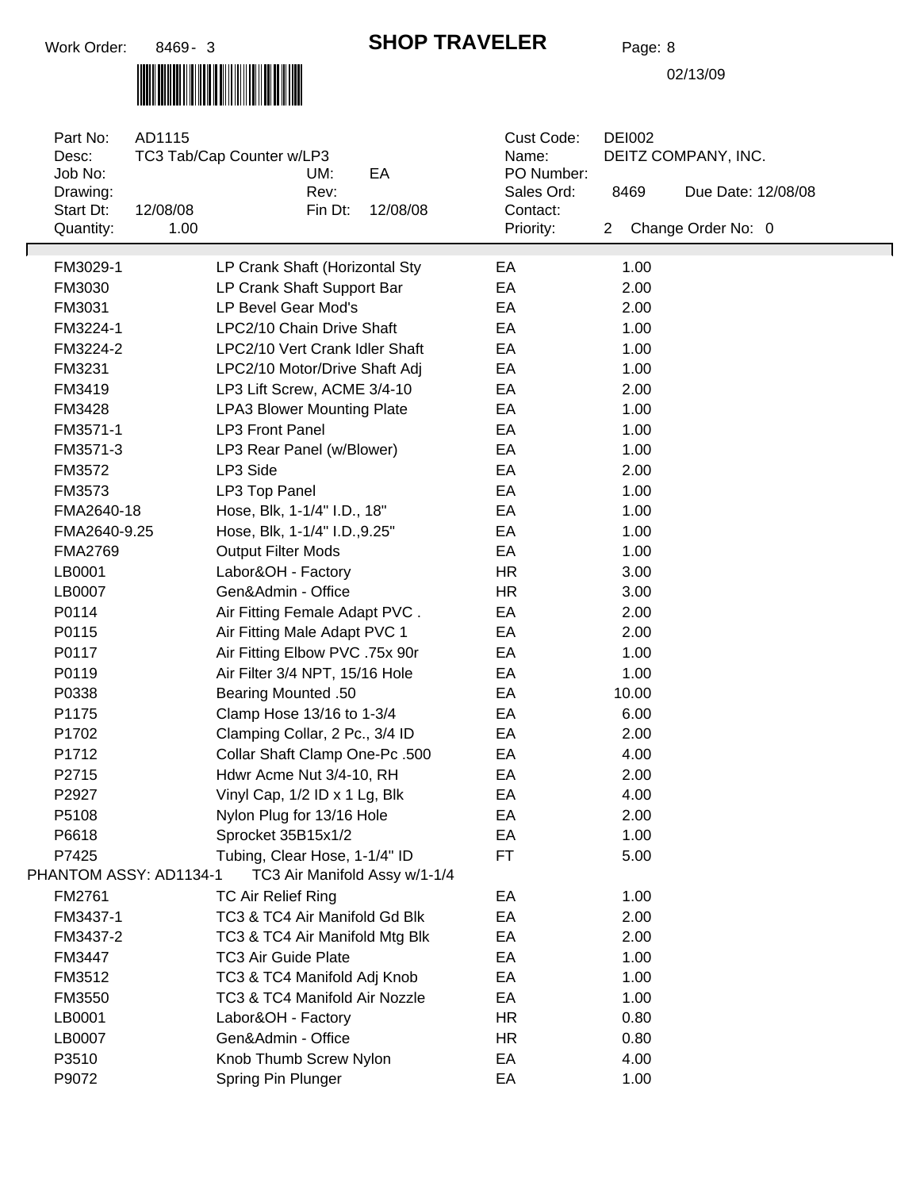Work Order: 8469- 3

# SHOP TRAVELER

Page: 8

02/13/09

| | | | | | |
|---|---|---|---|---|---|
| Part No: | AD1115 | | Cust Code: | DEI002 | |
| Desc: | TC3 Tab/Cap Counter w/LP3 | | Name: | DEITZ COMPANY, INC. | |
| Job No: | | UM: EA | PO Number: | | |
| Drawing: | | Rev: | Sales Ord: | 8469 | Due Date: 12/08/08 |
| Start Dt: | 12/08/08 | Fin Dt: 12/08/08 | Contact: | | |
| Quantity: | 1.00 | | Priority: | 2 | Change Order No: 0 |

| Part | Description | UM | Qty |
|---|---|---|---|
| FM3029-1 | LP Crank Shaft (Horizontal Sty | EA | 1.00 |
| FM3030 | LP Crank Shaft Support Bar | EA | 2.00 |
| FM3031 | LP Bevel Gear Mod's | EA | 2.00 |
| FM3224-1 | LPC2/10 Chain Drive Shaft | EA | 1.00 |
| FM3224-2 | LPC2/10 Vert Crank Idler Shaft | EA | 1.00 |
| FM3231 | LPC2/10 Motor/Drive Shaft Adj | EA | 1.00 |
| FM3419 | LP3 Lift Screw, ACME 3/4-10 | EA | 2.00 |
| FM3428 | LPA3 Blower Mounting Plate | EA | 1.00 |
| FM3571-1 | LP3 Front Panel | EA | 1.00 |
| FM3571-3 | LP3 Rear Panel (w/Blower) | EA | 1.00 |
| FM3572 | LP3 Side | EA | 2.00 |
| FM3573 | LP3 Top Panel | EA | 1.00 |
| FMA2640-18 | Hose, Blk, 1-1/4" I.D., 18" | EA | 1.00 |
| FMA2640-9.25 | Hose, Blk, 1-1/4" I.D.,9.25" | EA | 1.00 |
| FMA2769 | Output Filter Mods | EA | 1.00 |
| LB0001 | Labor&OH - Factory | HR | 3.00 |
| LB0007 | Gen&Admin - Office | HR | 3.00 |
| P0114 | Air Fitting Female Adapt PVC . | EA | 2.00 |
| P0115 | Air Fitting Male Adapt PVC 1 | EA | 2.00 |
| P0117 | Air Fitting Elbow PVC .75x 90r | EA | 1.00 |
| P0119 | Air Filter 3/4 NPT, 15/16 Hole | EA | 1.00 |
| P0338 | Bearing Mounted .50 | EA | 10.00 |
| P1175 | Clamp Hose 13/16 to 1-3/4 | EA | 6.00 |
| P1702 | Clamping Collar, 2 Pc., 3/4 ID | EA | 2.00 |
| P1712 | Collar Shaft Clamp One-Pc .500 | EA | 4.00 |
| P2715 | Hdwr Acme Nut 3/4-10, RH | EA | 2.00 |
| P2927 | Vinyl Cap, 1/2 ID x 1 Lg, Blk | EA | 4.00 |
| P5108 | Nylon Plug for 13/16 Hole | EA | 2.00 |
| P6618 | Sprocket 35B15x1/2 | EA | 1.00 |
| P7425 | Tubing, Clear Hose, 1-1/4" ID | FT | 5.00 |
| PHANTOM ASSY: AD1134-1 | TC3 Air Manifold Assy w/1-1/4 | | |
| FM2761 | TC Air Relief Ring | EA | 1.00 |
| FM3437-1 | TC3 & TC4 Air Manifold Gd Blk | EA | 2.00 |
| FM3437-2 | TC3 & TC4 Air Manifold Mtg Blk | EA | 2.00 |
| FM3447 | TC3 Air Guide Plate | EA | 1.00 |
| FM3512 | TC3 & TC4 Manifold Adj Knob | EA | 1.00 |
| FM3550 | TC3 & TC4 Manifold Air Nozzle | EA | 1.00 |
| LB0001 | Labor&OH - Factory | HR | 0.80 |
| LB0007 | Gen&Admin - Office | HR | 0.80 |
| P3510 | Knob Thumb Screw Nylon | EA | 4.00 |
| P9072 | Spring Pin Plunger | EA | 1.00 |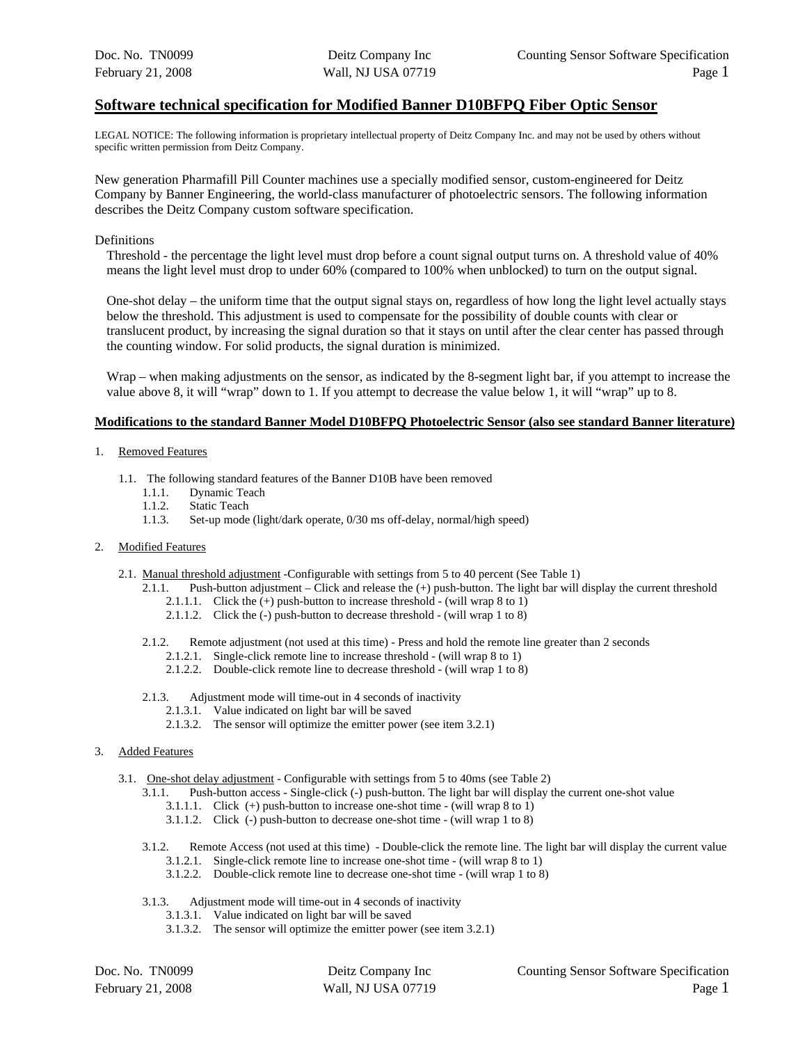## Software technical specification for Modified Banner D10BFPQ Fiber Optic Sensor

LEGAL NOTICE: The following information is proprietary intellectual property of Deitz Company Inc. and may not be used by others without specific written permission from Deitz Company.

New generation Pharmafill Pill Counter machines use a specially modified sensor, custom-engineered for Deitz Company by Banner Engineering, the world-class manufacturer of photoelectric sensors. The following information describes the Deitz Company custom software specification.

Definitions

Threshold - the percentage the light level must drop before a count signal output turns on. A threshold value of 40% means the light level must drop to under 60% (compared to 100% when unblocked) to turn on the output signal.

One-shot delay – the uniform time that the output signal stays on, regardless of how long the light level actually stays below the threshold. This adjustment is used to compensate for the possibility of double counts with clear or translucent product, by increasing the signal duration so that it stays on until after the clear center has passed through the counting window. For solid products, the signal duration is minimized.

Wrap – when making adjustments on the sensor, as indicated by the 8-segment light bar, if you attempt to increase the value above 8, it will "wrap" down to 1. If you attempt to decrease the value below 1, it will "wrap" up to 8.

### Modifications to the standard Banner Model D10BFPQ Photoelectric Sensor (also see standard Banner literature)

1. Removed Features

   1.1. The following standard features of the Banner D10B have been removed
      - 1.1.1. Dynamic Teach
      - 1.1.2. Static Teach
      - 1.1.3. Set-up mode (light/dark operate, 0/30 ms off-delay, normal/high speed)

2. Modified Features

   2.1. Manual threshold adjustment -Configurable with settings from 5 to 40 percent (See Table 1)
      - 2.1.1. Push-button adjustment – Click and release the (+) push-button. The light bar will display the current threshold
         - 2.1.1.1. Click the (+) push-button to increase threshold - (will wrap 8 to 1)
         - 2.1.1.2. Click the (-) push-button to decrease threshold - (will wrap 1 to 8)
      - 2.1.2. Remote adjustment (not used at this time) - Press and hold the remote line greater than 2 seconds
         - 2.1.2.1. Single-click remote line to increase threshold - (will wrap 8 to 1)
         - 2.1.2.2. Double-click remote line to decrease threshold - (will wrap 1 to 8)
      - 2.1.3. Adjustment mode will time-out in 4 seconds of inactivity
         - 2.1.3.1. Value indicated on light bar will be saved
         - 2.1.3.2. The sensor will optimize the emitter power (see item 3.2.1)

3. Added Features

   3.1. One-shot delay adjustment - Configurable with settings from 5 to 40ms (see Table 2)
      - 3.1.1. Push-button access - Single-click (-) push-button. The light bar will display the current one-shot value
         - 3.1.1.1. Click (+) push-button to increase one-shot time - (will wrap 8 to 1)
         - 3.1.1.2. Click (-) push-button to decrease one-shot time - (will wrap 1 to 8)
      - 3.1.2. Remote Access (not used at this time) - Double-click the remote line. The light bar will display the current value
         - 3.1.2.1. Single-click remote line to increase one-shot time - (will wrap 8 to 1)
         - 3.1.2.2. Double-click remote line to decrease one-shot time - (will wrap 1 to 8)
      - 3.1.3. Adjustment mode will time-out in 4 seconds of inactivity
         - 3.1.3.1. Value indicated on light bar will be saved
         - 3.1.3.2. The sensor will optimize the emitter power (see item 3.2.1)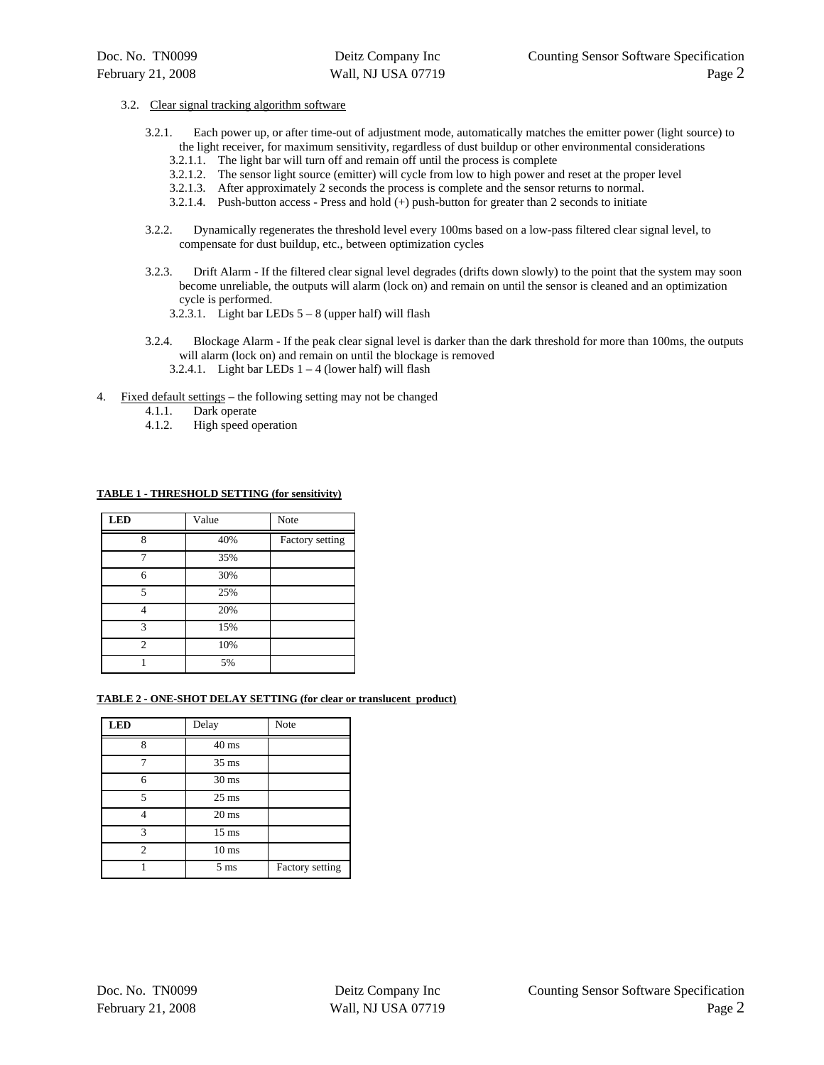3.2. Clear signal tracking algorithm software

3.2.1. Each power up, or after time-out of adjustment mode, automatically matches the emitter power (light source) to the light receiver, for maximum sensitivity, regardless of dust buildup or other environmental considerations

3.2.1.1. The light bar will turn off and remain off until the process is complete

3.2.1.2. The sensor light source (emitter) will cycle from low to high power and reset at the proper level

3.2.1.3. After approximately 2 seconds the process is complete and the sensor returns to normal.

3.2.1.4. Push-button access - Press and hold (+) push-button for greater than 2 seconds to initiate

3.2.2. Dynamically regenerates the threshold level every 100ms based on a low-pass filtered clear signal level, to compensate for dust buildup, etc., between optimization cycles

3.2.3. Drift Alarm - If the filtered clear signal level degrades (drifts down slowly) to the point that the system may soon become unreliable, the outputs will alarm (lock on) and remain on until the sensor is cleaned and an optimization cycle is performed.

3.2.3.1. Light bar LEDs 5 – 8 (upper half) will flash

3.2.4. Blockage Alarm - If the peak clear signal level is darker than the dark threshold for more than 100ms, the outputs will alarm (lock on) and remain on until the blockage is removed

3.2.4.1. Light bar LEDs 1 – 4 (lower half) will flash

4. Fixed default settings – the following setting may not be changed

4.1.1. Dark operate

4.1.2. High speed operation

**TABLE 1 - THRESHOLD SETTING (for sensitivity)**

| LED | Value | Note |
|---|---|---|
| 8 | 40% | Factory setting |
| 7 | 35% | |
| 6 | 30% | |
| 5 | 25% | |
| 4 | 20% | |
| 3 | 15% | |
| 2 | 10% | |
| 1 | 5% | |

**TABLE 2 - ONE-SHOT DELAY SETTING (for clear or translucent product)**

| LED | Delay | Note |
|---|---|---|
| 8 | 40 ms | |
| 7 | 35 ms | |
| 6 | 30 ms | |
| 5 | 25 ms | |
| 4 | 20 ms | |
| 3 | 15 ms | |
| 2 | 10 ms | |
| 1 | 5 ms | Factory setting |